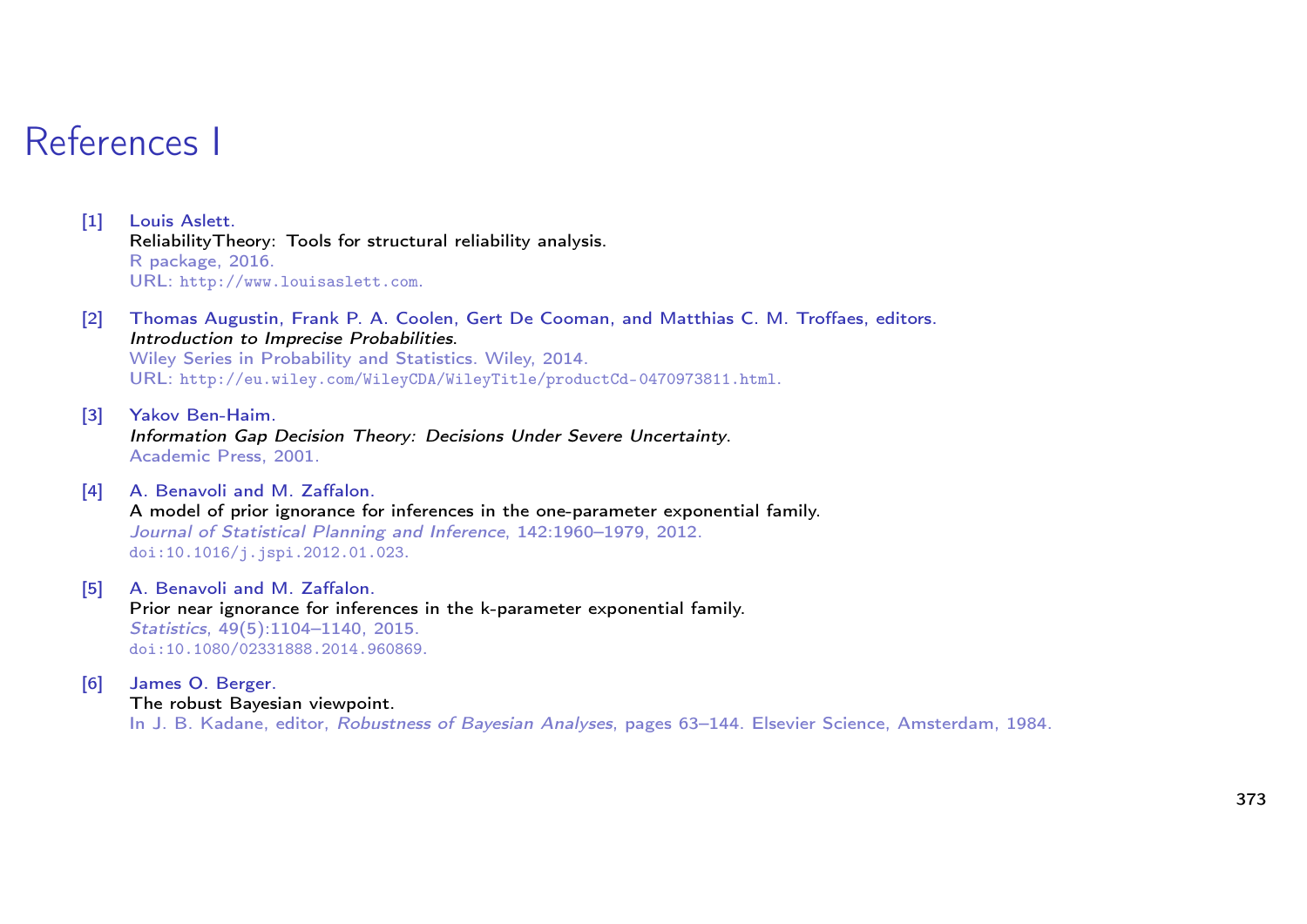# References I

[1] Louis Aslett.
ReliabilityTheory: Tools for structural reliability analysis.
R package, 2016.
URL: http://www.louisaslett.com.

[2] Thomas Augustin, Frank P. A. Coolen, Gert De Cooman, and Matthias C. M. Troffaes, editors.
*Introduction to Imprecise Probabilities.*
Wiley Series in Probability and Statistics. Wiley, 2014.
URL: http://eu.wiley.com/WileyCDA/WileyTitle/productCd-0470973811.html.

[3] Yakov Ben-Haim.
*Information Gap Decision Theory: Decisions Under Severe Uncertainty.*
Academic Press, 2001.

[4] A. Benavoli and M. Zaffalon.
A model of prior ignorance for inferences in the one-parameter exponential family.
*Journal of Statistical Planning and Inference*, 142:1960–1979, 2012.
doi:10.1016/j.jspi.2012.01.023.

[5] A. Benavoli and M. Zaffalon.
Prior near ignorance for inferences in the k-parameter exponential family.
*Statistics*, 49(5):1104–1140, 2015.
doi:10.1080/02331888.2014.960869.

[6] James O. Berger.
The robust Bayesian viewpoint.
In J. B. Kadane, editor, *Robustness of Bayesian Analyses*, pages 63–144. Elsevier Science, Amsterdam, 1984.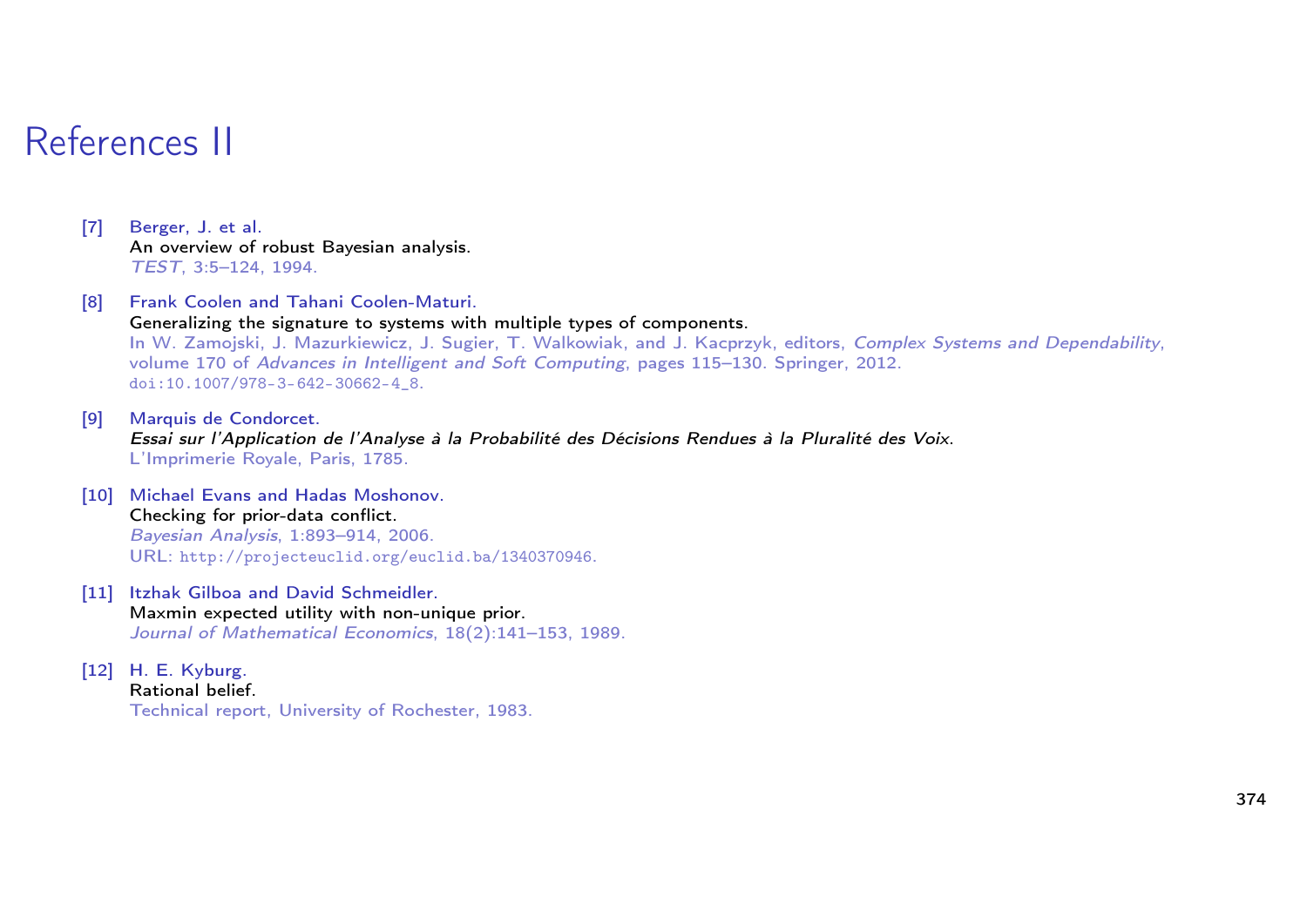# References II

[7] Berger, J. et al.
An overview of robust Bayesian analysis.
*TEST*, 3:5–124, 1994.

[8] Frank Coolen and Tahani Coolen-Maturi.
Generalizing the signature to systems with multiple types of components.
In W. Zamojski, J. Mazurkiewicz, J. Sugier, T. Walkowiak, and J. Kacprzyk, editors, *Complex Systems and Dependability*, volume 170 of *Advances in Intelligent and Soft Computing*, pages 115–130. Springer, 2012.
doi:10.1007/978-3-642-30662-4_8.

[9] Marquis de Condorcet.
*Essai sur l'Application de l'Analyse à la Probabilité des Décisions Rendues à la Pluralité des Voix*.
L'Imprimerie Royale, Paris, 1785.

[10] Michael Evans and Hadas Moshonov.
Checking for prior-data conflict.
*Bayesian Analysis*, 1:893–914, 2006.
URL: http://projecteuclid.org/euclid.ba/1340370946.

[11] Itzhak Gilboa and David Schmeidler.
Maxmin expected utility with non-unique prior.
*Journal of Mathematical Economics*, 18(2):141–153, 1989.

[12] H. E. Kyburg.
Rational belief.
Technical report, University of Rochester, 1983.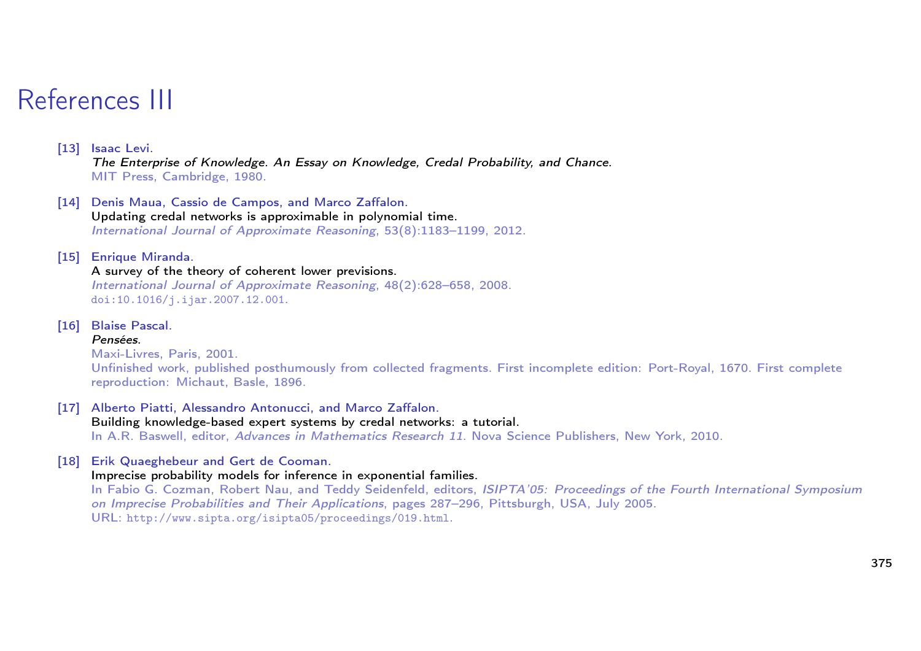# References III

[13] Isaac Levi.
*The Enterprise of Knowledge. An Essay on Knowledge, Credal Probability, and Chance.*
MIT Press, Cambridge, 1980.

[14] Denis Maua, Cassio de Campos, and Marco Zaffalon.
Updating credal networks is approximable in polynomial time.
*International Journal of Approximate Reasoning*, 53(8):1183–1199, 2012.

[15] Enrique Miranda.
A survey of the theory of coherent lower previsions.
*International Journal of Approximate Reasoning*, 48(2):628–658, 2008.
doi:10.1016/j.ijar.2007.12.001.

[16] Blaise Pascal.
*Pensées.*
Maxi-Livres, Paris, 2001.
Unfinished work, published posthumously from collected fragments. First incomplete edition: Port-Royal, 1670. First complete reproduction: Michaut, Basle, 1896.

[17] Alberto Piatti, Alessandro Antonucci, and Marco Zaffalon.
Building knowledge-based expert systems by credal networks: a tutorial.
In A.R. Baswell, editor, *Advances in Mathematics Research 11*. Nova Science Publishers, New York, 2010.

[18] Erik Quaeghebeur and Gert de Cooman.
Imprecise probability models for inference in exponential families.
In Fabio G. Cozman, Robert Nau, and Teddy Seidenfeld, editors, *ISIPTA'05: Proceedings of the Fourth International Symposium on Imprecise Probabilities and Their Applications*, pages 287–296, Pittsburgh, USA, July 2005.
URL: http://www.sipta.org/isipta05/proceedings/019.html.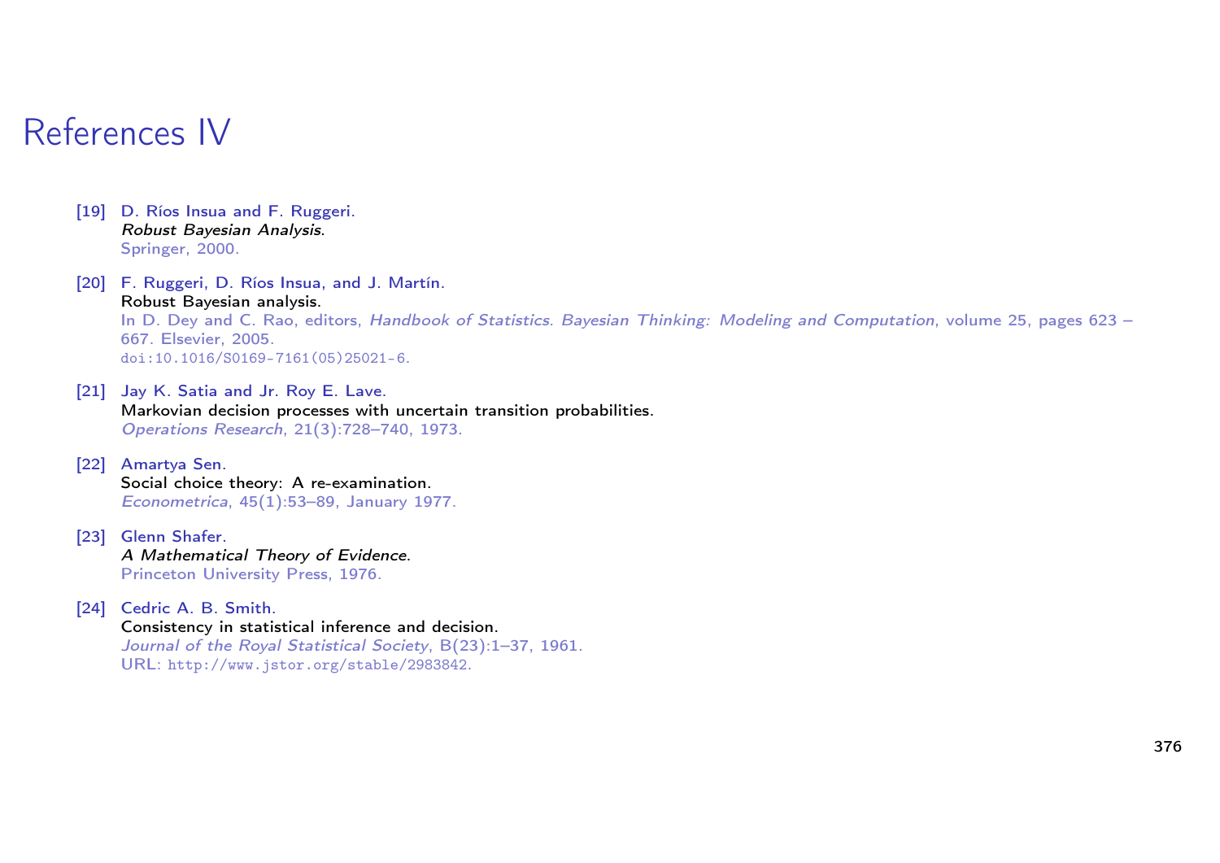# References IV

[19] D. Ríos Insua and F. Ruggeri.
*Robust Bayesian Analysis*.
Springer, 2000.

[20] F. Ruggeri, D. Ríos Insua, and J. Martín.
Robust Bayesian analysis.
In D. Dey and C. Rao, editors, *Handbook of Statistics. Bayesian Thinking: Modeling and Computation*, volume 25, pages 623 – 667. Elsevier, 2005.
doi:10.1016/S0169-7161(05)25021-6.

[21] Jay K. Satia and Jr. Roy E. Lave.
Markovian decision processes with uncertain transition probabilities.
*Operations Research*, 21(3):728–740, 1973.

[22] Amartya Sen.
Social choice theory: A re-examination.
*Econometrica*, 45(1):53–89, January 1977.

[23] Glenn Shafer.
*A Mathematical Theory of Evidence*.
Princeton University Press, 1976.

[24] Cedric A. B. Smith.
Consistency in statistical inference and decision.
*Journal of the Royal Statistical Society*, B(23):1–37, 1961.
URL: http://www.jstor.org/stable/2983842.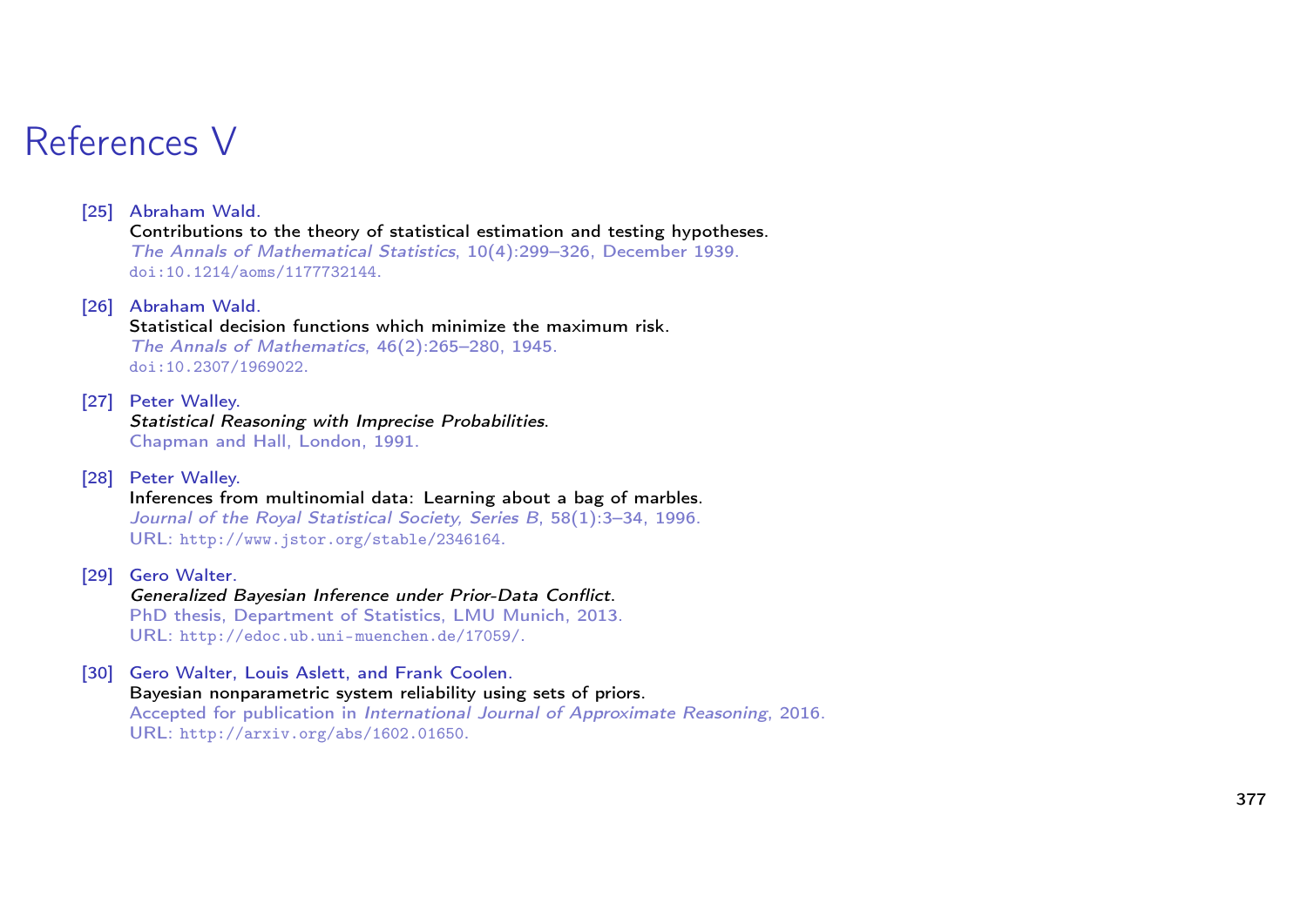# References V

[25] Abraham Wald.
Contributions to the theory of statistical estimation and testing hypotheses.
*The Annals of Mathematical Statistics*, 10(4):299–326, December 1939.
doi:10.1214/aoms/1177732144.

[26] Abraham Wald.
Statistical decision functions which minimize the maximum risk.
*The Annals of Mathematics*, 46(2):265–280, 1945.
doi:10.2307/1969022.

[27] Peter Walley.
*Statistical Reasoning with Imprecise Probabilities*.
Chapman and Hall, London, 1991.

[28] Peter Walley.
Inferences from multinomial data: Learning about a bag of marbles.
*Journal of the Royal Statistical Society, Series B*, 58(1):3–34, 1996.
URL: http://www.jstor.org/stable/2346164.

[29] Gero Walter.
*Generalized Bayesian Inference under Prior-Data Conflict*.
PhD thesis, Department of Statistics, LMU Munich, 2013.
URL: http://edoc.ub.uni-muenchen.de/17059/.

[30] Gero Walter, Louis Aslett, and Frank Coolen.
Bayesian nonparametric system reliability using sets of priors.
Accepted for publication in *International Journal of Approximate Reasoning*, 2016.
URL: http://arxiv.org/abs/1602.01650.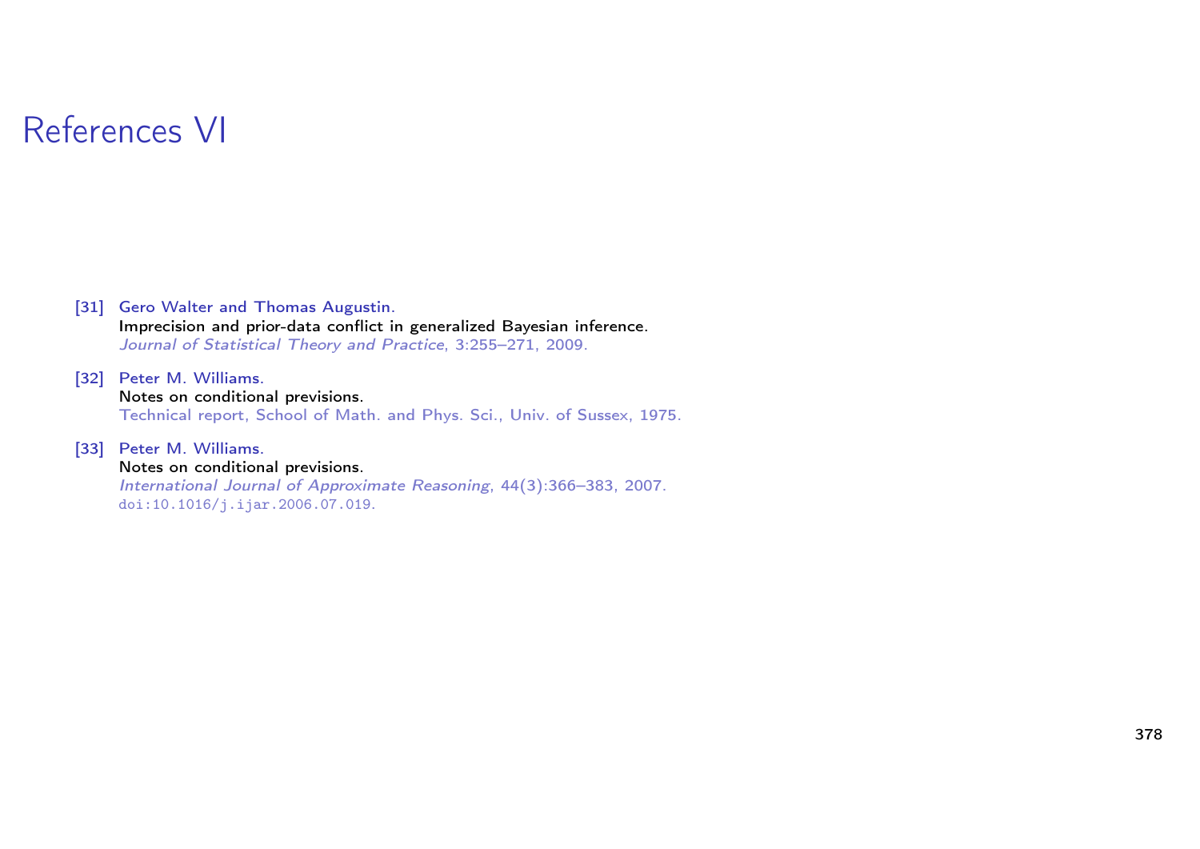# References VI

[31] Gero Walter and Thomas Augustin.
Imprecision and prior-data conflict in generalized Bayesian inference.
*Journal of Statistical Theory and Practice*, 3:255–271, 2009.

[32] Peter M. Williams.
Notes on conditional previsions.
Technical report, School of Math. and Phys. Sci., Univ. of Sussex, 1975.

[33] Peter M. Williams.
Notes on conditional previsions.
*International Journal of Approximate Reasoning*, 44(3):366–383, 2007.
doi:10.1016/j.ijar.2006.07.019.